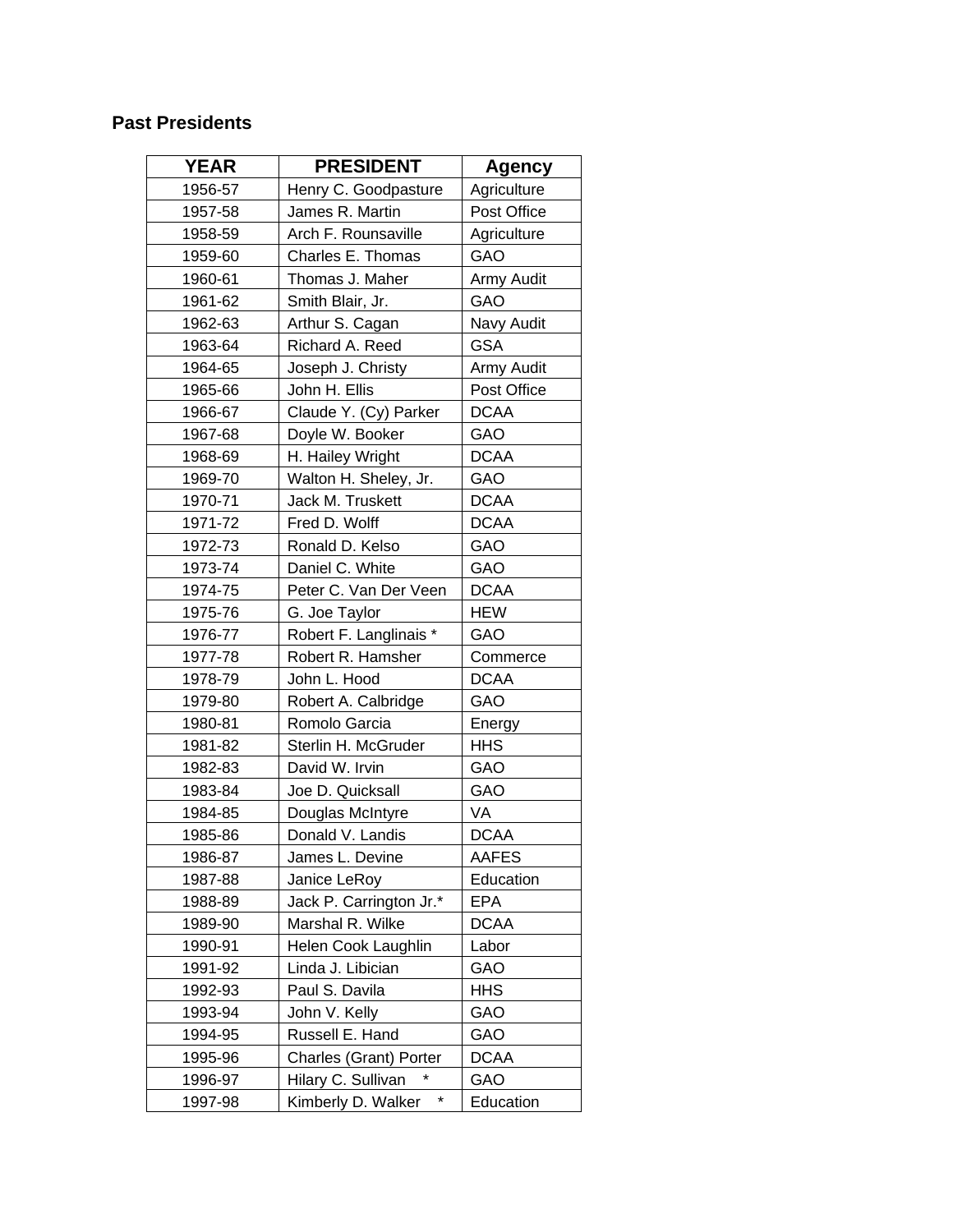## Past Presidents

| YEAR | PRESIDENT | Agency |
|---|---|---|
| 1956-57 | Henry C. Goodpasture | Agriculture |
| 1957-58 | James R. Martin | Post Office |
| 1958-59 | Arch F. Rounsaville | Agriculture |
| 1959-60 | Charles E. Thomas | GAO |
| 1960-61 | Thomas J. Maher | Army Audit |
| 1961-62 | Smith Blair, Jr. | GAO |
| 1962-63 | Arthur S. Cagan | Navy Audit |
| 1963-64 | Richard A. Reed | GSA |
| 1964-65 | Joseph J. Christy | Army Audit |
| 1965-66 | John H. Ellis | Post Office |
| 1966-67 | Claude Y. (Cy) Parker | DCAA |
| 1967-68 | Doyle W. Booker | GAO |
| 1968-69 | H. Hailey Wright | DCAA |
| 1969-70 | Walton H. Sheley, Jr. | GAO |
| 1970-71 | Jack M. Truskett | DCAA |
| 1971-72 | Fred D. Wolff | DCAA |
| 1972-73 | Ronald D. Kelso | GAO |
| 1973-74 | Daniel C. White | GAO |
| 1974-75 | Peter C. Van Der Veen | DCAA |
| 1975-76 | G. Joe Taylor | HEW |
| 1976-77 | Robert F. Langlinais * | GAO |
| 1977-78 | Robert R. Hamsher | Commerce |
| 1978-79 | John L. Hood | DCAA |
| 1979-80 | Robert A. Calbridge | GAO |
| 1980-81 | Romolo Garcia | Energy |
| 1981-82 | Sterlin H. McGruder | HHS |
| 1982-83 | David W. Irvin | GAO |
| 1983-84 | Joe D. Quicksall | GAO |
| 1984-85 | Douglas McIntyre | VA |
| 1985-86 | Donald V. Landis | DCAA |
| 1986-87 | James L. Devine | AAFES |
| 1987-88 | Janice LeRoy | Education |
| 1988-89 | Jack P. Carrington Jr.* | EPA |
| 1989-90 | Marshal R. Wilke | DCAA |
| 1990-91 | Helen Cook Laughlin | Labor |
| 1991-92 | Linda J. Libician | GAO |
| 1992-93 | Paul S. Davila | HHS |
| 1993-94 | John V. Kelly | GAO |
| 1994-95 | Russell E. Hand | GAO |
| 1995-96 | Charles (Grant) Porter | DCAA |
| 1996-97 | Hilary C. Sullivan * | GAO |
| 1997-98 | Kimberly D. Walker * | Education |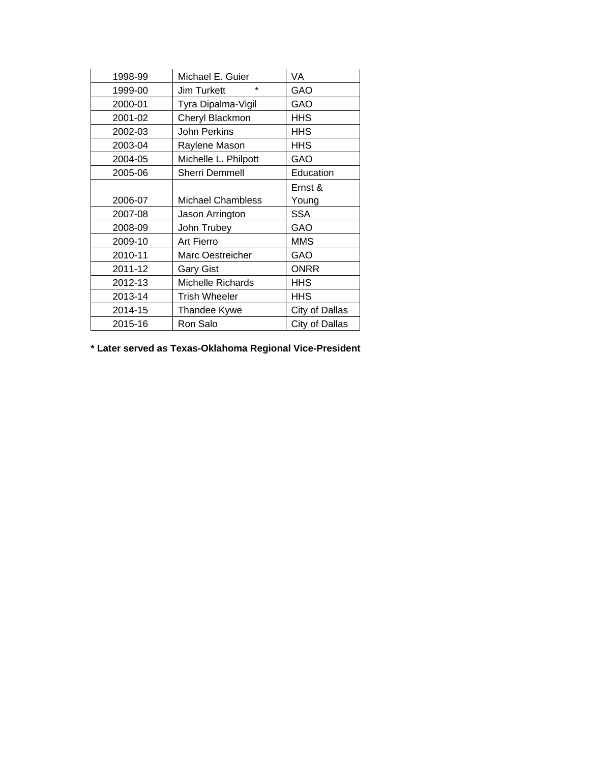| | | |
|---|---|---|
| 1998-99 | Michael E. Guier | VA |
| 1999-00 | Jim Turkett * | GAO |
| 2000-01 | Tyra Dipalma-Vigil | GAO |
| 2001-02 | Cheryl Blackmon | HHS |
| 2002-03 | John Perkins | HHS |
| 2003-04 | Raylene Mason | HHS |
| 2004-05 | Michelle L. Philpott | GAO |
| 2005-06 | Sherri Demmell | Education |
| 2006-07 | Michael Chambless | Ernst & Young |
| 2007-08 | Jason Arrington | SSA |
| 2008-09 | John Trubey | GAO |
| 2009-10 | Art Fierro | MMS |
| 2010-11 | Marc Oestreicher | GAO |
| 2011-12 | Gary Gist | ONRR |
| 2012-13 | Michelle Richards | HHS |
| 2013-14 | Trish Wheeler | HHS |
| 2014-15 | Thandee Kywe | City of Dallas |
| 2015-16 | Ron Salo | City of Dallas |

**\* Later served as Texas-Oklahoma Regional Vice-President**